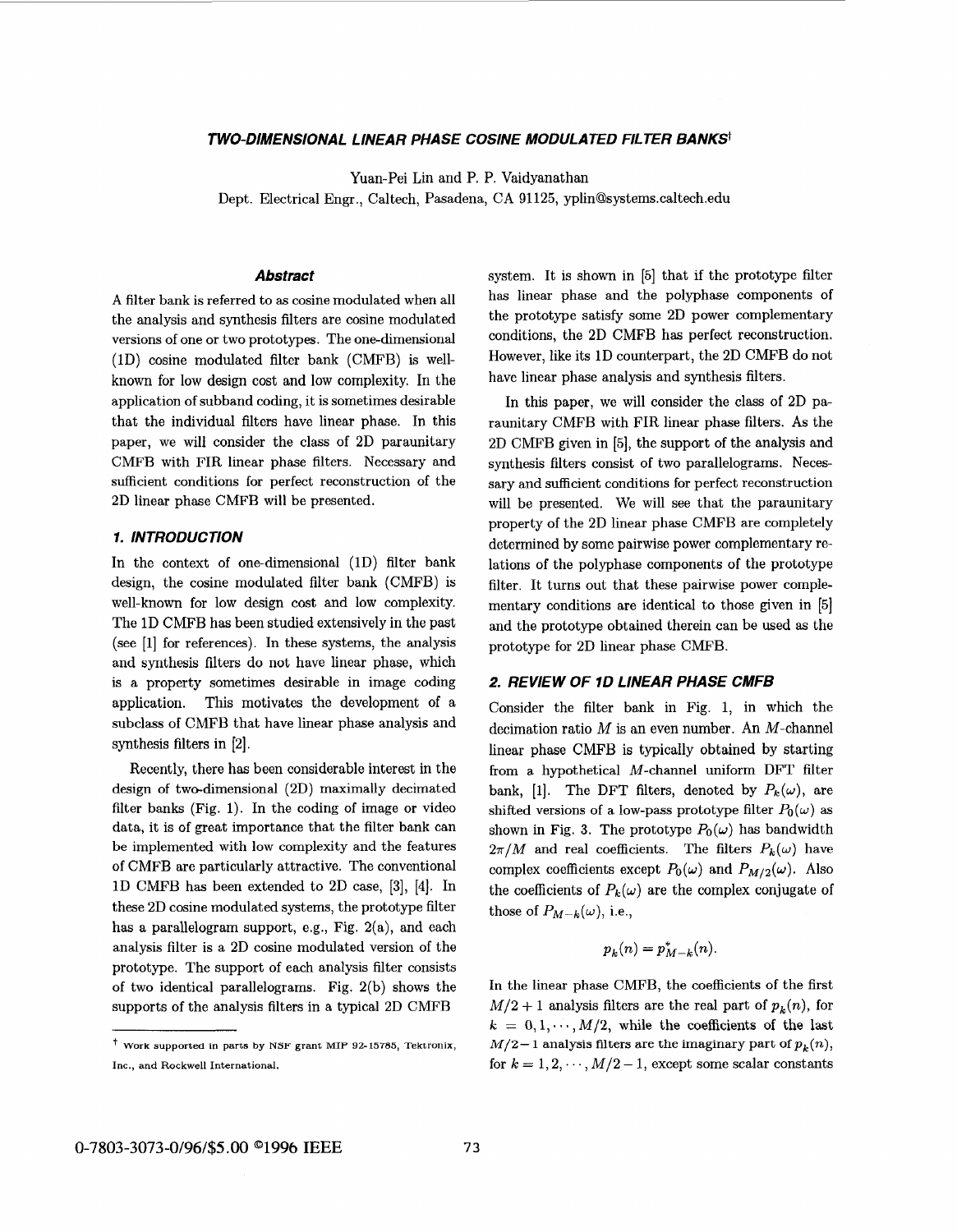# TWO-DIMENSIONAL LINEAR PHASE COSINE MODULATED FILTER BANKS†

Yuan-Pei Lin and P. P. Vaidyanathan

Dept. Electrical Engr., Caltech, Pasadena, CA 91125, yplin@systems.caltech.edu

### Abstract

A filter bank is referred to as cosine modulated when all the analysis and synthesis filters are cosine modulated versions of one or two prototypes. The one-dimensional (1D) cosine modulated filter bank (CMFB) is well-known for low design cost and low complexity. In the application of subband coding, it is sometimes desirable that the individual filters have linear phase. In this paper, we will consider the class of 2D paraunitary CMFB with FIR linear phase filters. Necessary and sufficient conditions for perfect reconstruction of the 2D linear phase CMFB will be presented.

## 1. INTRODUCTION

In the context of one-dimensional (1D) filter bank design, the cosine modulated filter bank (CMFB) is well-known for low design cost and low complexity. The 1D CMFB has been studied extensively in the past (see [1] for references). In these systems, the analysis and synthesis filters do not have linear phase, which is a property sometimes desirable in image coding application. This motivates the development of a subclass of CMFB that have linear phase analysis and synthesis filters in [2].

Recently, there has been considerable interest in the design of two-dimensional (2D) maximally decimated filter banks (Fig. 1). In the coding of image or video data, it is of great importance that the filter bank can be implemented with low complexity and the features of CMFB are particularly attractive. The conventional 1D CMFB has been extended to 2D case, [3], [4]. In these 2D cosine modulated systems, the prototype filter has a parallelogram support, e.g., Fig. 2(a), and each analysis filter is a 2D cosine modulated version of the prototype. The support of each analysis filter consists of two identical parallelograms. Fig. 2(b) shows the supports of the analysis filters in a typical 2D CMFB system. It is shown in [5] that if the prototype filter has linear phase and the polyphase components of the prototype satisfy some 2D power complementary conditions, the 2D CMFB has perfect reconstruction. However, like its 1D counterpart, the 2D CMFB do not have linear phase analysis and synthesis filters.

In this paper, we will consider the class of 2D paraunitary CMFB with FIR linear phase filters. As the 2D CMFB given in [5], the support of the analysis and synthesis filters consist of two parallelograms. Necessary and sufficient conditions for perfect reconstruction will be presented. We will see that the paraunitary property of the 2D linear phase CMFB are completely determined by some pairwise power complementary relations of the polyphase components of the prototype filter. It turns out that these pairwise power complementary conditions are identical to those given in [5] and the prototype obtained therein can be used as the prototype for 2D linear phase CMFB.

## 2. REVIEW OF 1D LINEAR PHASE CMFB

Consider the filter bank in Fig. 1, in which the decimation ratio $M$ is an even number. An $M$-channel linear phase CMFB is typically obtained by starting from a hypothetical $M$-channel uniform DFT filter bank, [1]. The DFT filters, denoted by $P_k(\omega)$, are shifted versions of a low-pass prototype filter $P_0(\omega)$ as shown in Fig. 3. The prototype $P_0(\omega)$ has bandwidth $2\pi/M$ and real coefficients. The filters $P_k(\omega)$ have complex coefficients except $P_0(\omega)$ and $P_{M/2}(\omega)$. Also the coefficients of $P_k(\omega)$ are the complex conjugate of those of $P_{M-k}(\omega)$, i.e.,

$$p_k(n) = p^*_{M-k}(n).$$

In the linear phase CMFB, the coefficients of the first $M/2+1$ analysis filters are the real part of $p_k(n)$, for $k = 0, 1, \cdots, M/2$, while the coefficients of the last $M/2-1$ analysis filters are the imaginary part of $p_k(n)$, for $k = 1, 2, \cdots, M/2-1$, except some scalar constants

† Work supported in parts by NSF grant MIP 92-15785, Tektronix, Inc., and Rockwell International.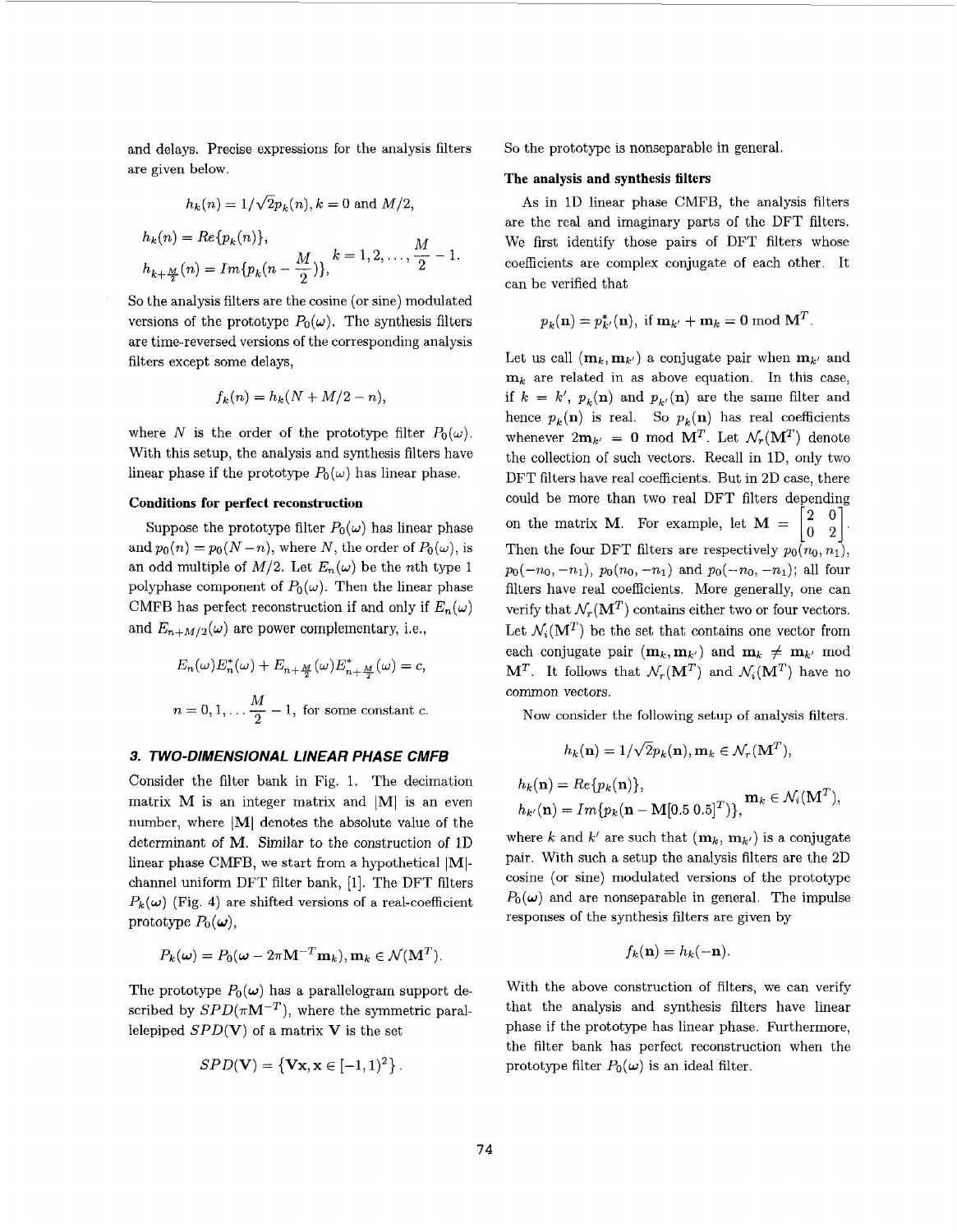and delays. Precise expressions for the analysis filters are given below.

$$h_k(n) = 1/\sqrt{2}p_k(n), k = 0 \text{ and } M/2,$$

$$\begin{aligned} h_k(n) &= Re\{p_k(n)\}, \\ h_{k+\frac{M}{2}}(n) &= Im\{p_k(n - \frac{M}{2})\}, \end{aligned} \quad k = 1, 2, \ldots, \frac{M}{2} - 1.$$

So the analysis filters are the cosine (or sine) modulated versions of the prototype $P_0(\omega)$. The synthesis filters are time-reversed versions of the corresponding analysis filters except some delays,

$$f_k(n) = h_k(N + M/2 - n),$$

where $N$ is the order of the prototype filter $P_0(\omega)$. With this setup, the analysis and synthesis filters have linear phase if the prototype $P_0(\omega)$ has linear phase.

**Conditions for perfect reconstruction**

Suppose the prototype filter $P_0(\omega)$ has linear phase and $p_0(n) = p_0(N - n)$, where $N$, the order of $P_0(\omega)$, is an odd multiple of $M/2$. Let $E_n(\omega)$ be the $n$th type 1 polyphase component of $P_0(\omega)$. Then the linear phase CMFB has perfect reconstruction if and only if $E_n(\omega)$ and $E_{n+M/2}(\omega)$ are power complementary, i.e.,

$$E_n(\omega)E_n^*(\omega) + E_{n+\frac{M}{2}}(\omega)E_{n+\frac{M}{2}}^*(\omega) = c,$$

$$n = 0, 1, \ldots \frac{M}{2} - 1, \text{ for some constant } c.$$

### 3. TWO-DIMENSIONAL LINEAR PHASE CMFB

Consider the filter bank in Fig. 1. The decimation matrix $\mathbf{M}$ is an integer matrix and $|\mathbf{M}|$ is an even number, where $|\mathbf{M}|$ denotes the absolute value of the determinant of $\mathbf{M}$. Similar to the construction of 1D linear phase CMFB, we start from a hypothetical $|\mathbf{M}|$-channel uniform DFT filter bank, [1]. The DFT filters $P_k(\boldsymbol{\omega})$ (Fig. 4) are shifted versions of a real-coefficient prototype $P_0(\boldsymbol{\omega})$,

$$P_k(\boldsymbol{\omega}) = P_0(\boldsymbol{\omega} - 2\pi\mathbf{M}^{-T}\mathbf{m}_k), \mathbf{m}_k \in \mathcal{N}(\mathbf{M}^T).$$

The prototype $P_0(\boldsymbol{\omega})$ has a parallelogram support described by $SPD(\pi\mathbf{M}^{-T})$, where the symmetric parallelepiped $SPD(\mathbf{V})$ of a matrix $\mathbf{V}$ is the set

$$SPD(\mathbf{V}) = \{\mathbf{V}\mathbf{x}, \mathbf{x} \in [-1, 1)^2\}.$$

So the prototype is nonseparable in general.

**The analysis and synthesis filters**

As in 1D linear phase CMFB, the analysis filters are the real and imaginary parts of the DFT filters. We first identify those pairs of DFT filters whose coefficients are complex conjugate of each other. It can be verified that

$$p_k(\mathbf{n}) = p_{k'}^*(\mathbf{n}), \text{ if } \mathbf{m}_{k'} + \mathbf{m}_k = \mathbf{0} \bmod \mathbf{M}^T.$$

Let us call $(\mathbf{m}_k, \mathbf{m}_{k'})$ a conjugate pair when $\mathbf{m}_{k'}$ and $\mathbf{m}_k$ are related in as above equation. In this case, if $k = k'$, $p_k(\mathbf{n})$ and $p_{k'}(\mathbf{n})$ are the same filter and hence $p_k(\mathbf{n})$ is real. So $p_k(\mathbf{n})$ has real coefficients whenever $2\mathbf{m}_{k'} = \mathbf{0} \bmod \mathbf{M}^T$. Let $\mathcal{N}_r(\mathbf{M}^T)$ denote the collection of such vectors. Recall in 1D, only two DFT filters have real coefficients. But in 2D case, there could be more than two real DFT filters depending on the matrix $\mathbf{M}$. For example, let $\mathbf{M} = \begin{bmatrix} 2 & 0 \\ 0 & 2 \end{bmatrix}$. Then the four DFT filters are respectively $p_0(n_0, n_1)$, $p_0(-n_0, -n_1)$, $p_0(n_0, -n_1)$ and $p_0(-n_0, -n_1)$; all four filters have real coefficients. More generally, one can verify that $\mathcal{N}_r(\mathbf{M}^T)$ contains either two or four vectors. Let $\mathcal{N}_i(\mathbf{M}^T)$ be the set that contains one vector from each conjugate pair $(\mathbf{m}_k, \mathbf{m}_{k'})$ and $\mathbf{m}_k \neq \mathbf{m}_{k'} \bmod \mathbf{M}^T$. It follows that $\mathcal{N}_r(\mathbf{M}^T)$ and $\mathcal{N}_i(\mathbf{M}^T)$ have no common vectors.

Now consider the following setup of analysis filters.

$$h_k(\mathbf{n}) = 1/\sqrt{2}p_k(\mathbf{n}), \mathbf{m}_k \in \mathcal{N}_r(\mathbf{M}^T),$$

$$\begin{aligned} h_k(\mathbf{n}) &= Re\{p_k(\mathbf{n})\}, \\ h_{k'}(\mathbf{n}) &= Im\{p_k(\mathbf{n} - \mathbf{M}[0.5\ 0.5]^T)\}, \end{aligned} \quad \mathbf{m}_k \in \mathcal{N}_i(\mathbf{M}^T),$$

where $k$ and $k'$ are such that $(\mathbf{m}_k, \mathbf{m}_{k'})$ is a conjugate pair. With such a setup the analysis filters are the 2D cosine (or sine) modulated versions of the prototype $P_0(\boldsymbol{\omega})$ and are nonseparable in general. The impulse responses of the synthesis filters are given by

$$f_k(\mathbf{n}) = h_k(-\mathbf{n}).$$

With the above construction of filters, we can verify that the analysis and synthesis filters have linear phase if the prototype has linear phase. Furthermore, the filter bank has perfect reconstruction when the prototype filter $P_0(\boldsymbol{\omega})$ is an ideal filter.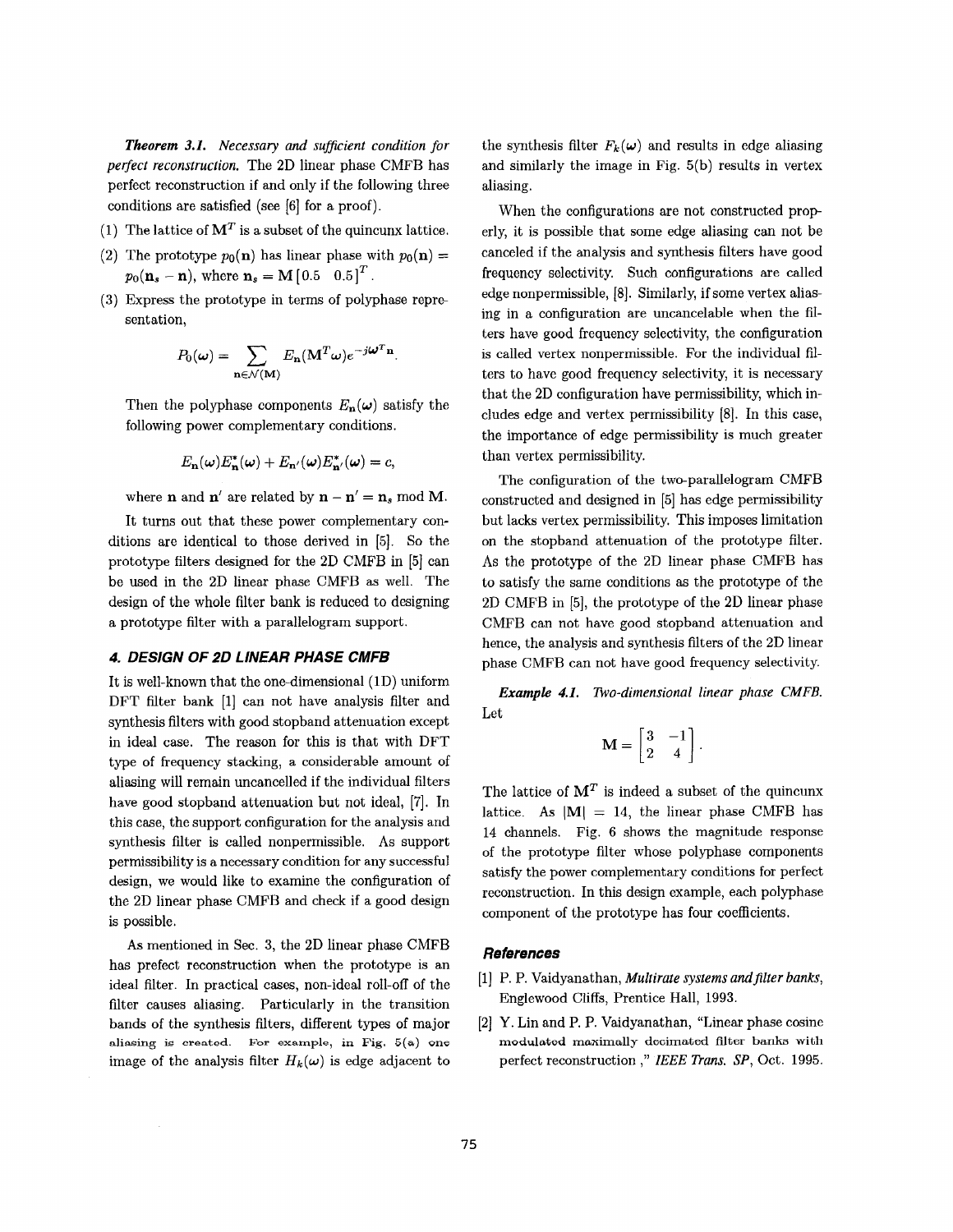***Theorem 3.1.*** *Necessary and sufficient condition for perfect reconstruction.* The 2D linear phase CMFB has perfect reconstruction if and only if the following three conditions are satisfied (see [6] for a proof).

(1) The lattice of $\mathbf{M}^T$ is a subset of the quincunx lattice.

(2) The prototype $p_0(\mathbf{n})$ has linear phase with $p_0(\mathbf{n}) = p_0(\mathbf{n}_s - \mathbf{n})$, where $\mathbf{n}_s = \mathbf{M}\,[0.5 \quad 0.5]^T$.

(3) Express the prototype in terms of polyphase representation,

$$P_0(\boldsymbol{\omega}) = \sum_{\mathbf{n} \in \mathcal{N}(\mathbf{M})} E_{\mathbf{n}}(\mathbf{M}^T \boldsymbol{\omega}) e^{-j\boldsymbol{\omega}^T \mathbf{n}}.$$

Then the polyphase components $E_{\mathbf{n}}(\boldsymbol{\omega})$ satisfy the following power complementary conditions.

$$E_{\mathbf{n}}(\boldsymbol{\omega}) E_{\mathbf{n}}^*(\boldsymbol{\omega}) + E_{\mathbf{n}'}(\boldsymbol{\omega}) E_{\mathbf{n}'}^*(\boldsymbol{\omega}) = c,$$

where $\mathbf{n}$ and $\mathbf{n}'$ are related by $\mathbf{n} - \mathbf{n}' = \mathbf{n}_s \bmod \mathbf{M}$.

It turns out that these power complementary conditions are identical to those derived in [5]. So the prototype filters designed for the 2D CMFB in [5] can be used in the 2D linear phase CMFB as well. The design of the whole filter bank is reduced to designing a prototype filter with a parallelogram support.

## 4. DESIGN OF 2D LINEAR PHASE CMFB

It is well-known that the one-dimensional (1D) uniform DFT filter bank [1] can not have analysis filter and synthesis filters with good stopband attenuation except in ideal case. The reason for this is that with DFT type of frequency stacking, a considerable amount of aliasing will remain uncancelled if the individual filters have good stopband attenuation but not ideal, [7]. In this case, the support configuration for the analysis and synthesis filter is called nonpermissible. As support permissibility is a necessary condition for any successful design, we would like to examine the configuration of the 2D linear phase CMFB and check if a good design is possible.

As mentioned in Sec. 3, the 2D linear phase CMFB has prefect reconstruction when the prototype is an ideal filter. In practical cases, non-ideal roll-off of the filter causes aliasing. Particularly in the transition bands of the synthesis filters, different types of major aliasing is created. For example, in Fig. 5(a) one image of the analysis filter $H_k(\boldsymbol{\omega})$ is edge adjacent to the synthesis filter $F_k(\boldsymbol{\omega})$ and results in edge aliasing and similarly the image in Fig. 5(b) results in vertex aliasing.

When the configurations are not constructed properly, it is possible that some edge aliasing can not be canceled if the analysis and synthesis filters have good frequency selectivity. Such configurations are called edge nonpermissible, [8]. Similarly, if some vertex aliasing in a configuration are uncancelable when the filters have good frequency selectivity, the configuration is called vertex nonpermissible. For the individual filters to have good frequency selectivity, it is necessary that the 2D configuration have permissibility, which includes edge and vertex permissibility [8]. In this case, the importance of edge permissibility is much greater than vertex permissibility.

The configuration of the two-parallelogram CMFB constructed and designed in [5] has edge permissibility but lacks vertex permissibility. This imposes limitation on the stopband attenuation of the prototype filter. As the prototype of the 2D linear phase CMFB has to satisfy the same conditions as the prototype of the 2D CMFB in [5], the prototype of the 2D linear phase CMFB can not have good stopband attenuation and hence, the analysis and synthesis filters of the 2D linear phase CMFB can not have good frequency selectivity.

***Example 4.1.*** *Two-dimensional linear phase CMFB.* Let

$$\mathbf{M} = \begin{bmatrix} 3 & -1 \\ 2 & 4 \end{bmatrix}.$$

The lattice of $\mathbf{M}^T$ is indeed a subset of the quincunx lattice. As $|\mathbf{M}| = 14$, the linear phase CMFB has 14 channels. Fig. 6 shows the magnitude response of the prototype filter whose polyphase components satisfy the power complementary conditions for perfect reconstruction. In this design example, each polyphase component of the prototype has four coefficients.

### References

[1] P. P. Vaidyanathan, *Multirate systems and filter banks*, Englewood Cliffs, Prentice Hall, 1993.

[2] Y. Lin and P. P. Vaidyanathan, "Linear phase cosine modulated maximally decimated filter banks with perfect reconstruction ," *IEEE Trans. SP*, Oct. 1995.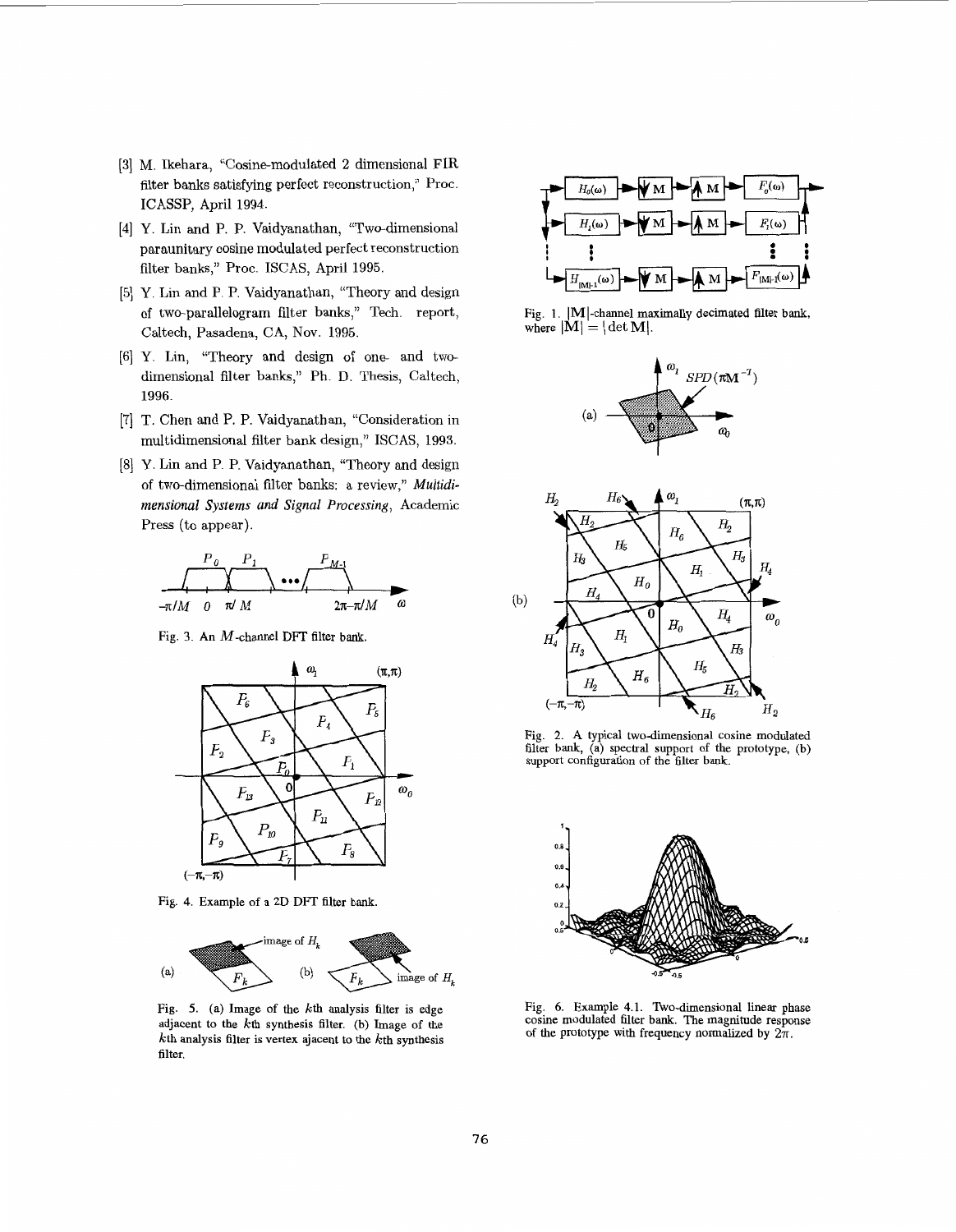[3] M. Ikehara, "Cosine-modulated 2 dimensional FIR filter banks satisfying perfect reconstruction," Proc. ICASSP, April 1994.

[4] Y. Lin and P. P. Vaidyanathan, "Two-dimensional paraunitary cosine modulated perfect reconstruction filter banks," Proc. ISCAS, April 1995.

[5] Y. Lin and P. P. Vaidyanathan, "Theory and design of two-parallelogram filter banks," Tech. report, Caltech, Pasadena, CA, Nov. 1995.

[6] Y. Lin, "Theory and design of one- and two-dimensional filter banks," Ph. D. Thesis, Caltech, 1996.

[7] T. Chen and P. P. Vaidyanathan, "Consideration in multidimensional filter bank design," ISCAS, 1993.

[8] Y. Lin and P. P. Vaidyanathan, "Theory and design of two-dimensional filter banks: a review," *Multidimensional Systems and Signal Processing*, Academic Press (to appear).

$P_0$ $P_1$ $P_{M-1}$

$-\pi/M$ $0$ $\pi/M$ $2\pi-\pi/M$ $\omega$

Fig. 3. An $M$-channel DFT filter bank.

$\omega_1$ $(\pi,\pi)$ $\omega_0$ $(-\pi,-\pi)$

$F_0$ $F_1$ $F_2$ $F_3$ $F_4$ $F_5$ $F_6$ $F_7$ $F_8$ $F_9$ $F_{10}$ $F_{11}$ $F_{12}$ $F_{13}$

Fig. 4. Example of a 2D DFT filter bank.

(a) image of $H_k$ $F_k$ (b) $F_k$ image of $H_k$

Fig. 5. (a) Image of the $k$th analysis filter is edge adjacent to the $k$th synthesis filter. (b) Image of the $k$th analysis filter is vertex ajacent to the $k$th synthesis filter.

$H_0(\omega)$ $M$ $M$ $F_0(\omega)$

$H_1(\omega)$ $M$ $M$ $F_1(\omega)$

$H_{|M|-1}(\omega)$ $M$ $M$ $F_{|M|-1}(\omega)$

Fig. 1. $|\mathbf{M}|$-channel maximally decimated filter bank, where $|\mathbf{M}| = |\det \mathbf{M}|$.

(a) $\omega_1$ $SPD(\pi\mathbf{M}^{-T})$ $\omega_0$

(b) $\omega_1$ $(\pi,\pi)$ $\omega_0$ $(-\pi,-\pi)$

$H_0$ $H_1$ $H_2$ $H_3$ $H_4$ $H_5$ $H_6$

Fig. 2. A typical two-dimensional cosine modulated filter bank, (a) spectral support of the prototype, (b) support configuration of the filter bank.

Fig. 6. Example 4.1. Two-dimensional linear phase cosine modulated filter bank. The magnitude response of the prototype with frequency normalized by $2\pi$.